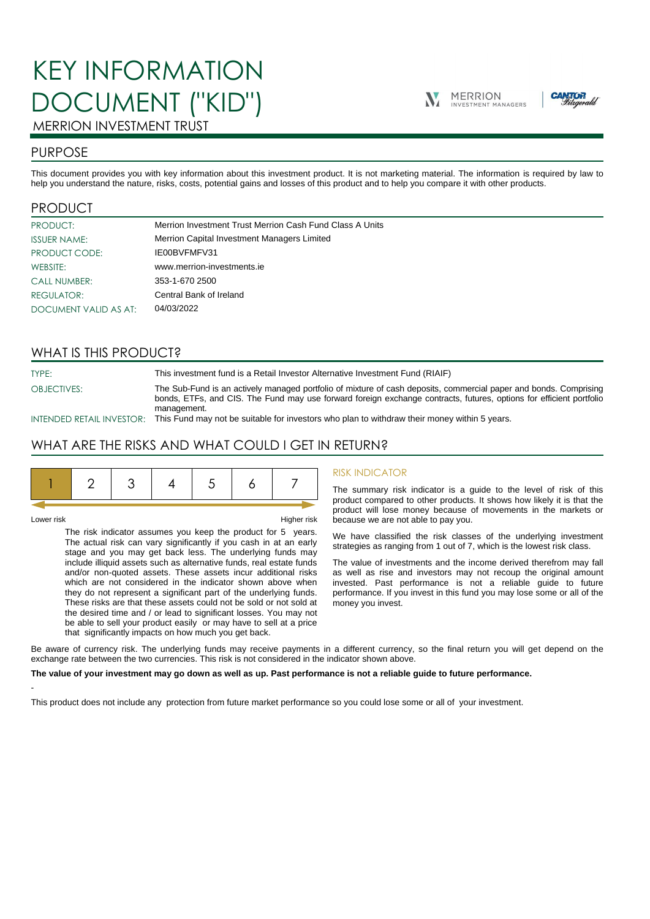# KEY INFORMATION DOCUMENT ("KID")

MERRION INVESTMENT TRUST

MERRION INVESTMENT MANAGERS

CANTOR Fitzgerald

## PURPOSE

This document provides you with key information about this investment product. It is not marketing material. The information is required by law to help you understand the nature, risks, costs, potential gains and losses of this product and to help you compare it with other products.

## PRODUCT

| | |
|---|---|
| PRODUCT: | Merrion Investment Trust Merrion Cash Fund Class A Units |
| ISSUER NAME: | Merrion Capital Investment Managers Limited |
| PRODUCT CODE: | IE00BVFMFV31 |
| WEBSITE: | www.merrion-investments.ie |
| CALL NUMBER: | 353-1-670 2500 |
| REGULATOR: | Central Bank of Ireland |
| DOCUMENT VALID AS AT: | 04/03/2022 |

## WHAT IS THIS PRODUCT?

| | |
|---|---|
| TYPE: | This investment fund is a Retail Investor Alternative Investment Fund (RIAIF) |
| OBJECTIVES: | The Sub-Fund is an actively managed portfolio of mixture of cash deposits, commercial paper and bonds. Comprising bonds, ETFs, and CIS. The Fund may use forward foreign exchange contracts, futures, options for efficient portfolio management. |
| INTENDED RETAIL INVESTOR: | This Fund may not be suitable for investors who plan to withdraw their money within 5 years. |

## WHAT ARE THE RISKS AND WHAT COULD I GET IN RETURN?

| **1** | 2 | 3 | 4 | 5 | 6 | 7 |
|---|---|---|---|---|---|---|

Lower risk — Higher risk

The risk indicator assumes you keep the product for 5 years. The actual risk can vary significantly if you cash in at an early stage and you may get back less. The underlying funds may include illiquid assets such as alternative funds, real estate funds and/or non-quoted assets. These assets incur additional risks which are not considered in the indicator shown above when they do not represent a significant part of the underlying funds. These risks are that these assets could not be sold or not sold at the desired time and / or lead to significant losses. You may not be able to sell your product easily or may have to sell at a price that significantly impacts on how much you get back.

### RISK INDICATOR

The summary risk indicator is a guide to the level of risk of this product compared to other products. It shows how likely it is that the product will lose money because of movements in the markets or because we are not able to pay you.

We have classified the risk classes of the underlying investment strategies as ranging from 1 out of 7, which is the lowest risk class.

The value of investments and the income derived therefrom may fall as well as rise and investors may not recoup the original amount invested. Past performance is not a reliable guide to future performance. If you invest in this fund you may lose some or all of the money you invest.

Be aware of currency risk. The underlying funds may receive payments in a different currency, so the final return you will get depend on the exchange rate between the two currencies. This risk is not considered in the indicator shown above.

**The value of your investment may go down as well as up. Past performance is not a reliable guide to future performance.**

-

This product does not include any protection from future market performance so you could lose some or all of your investment.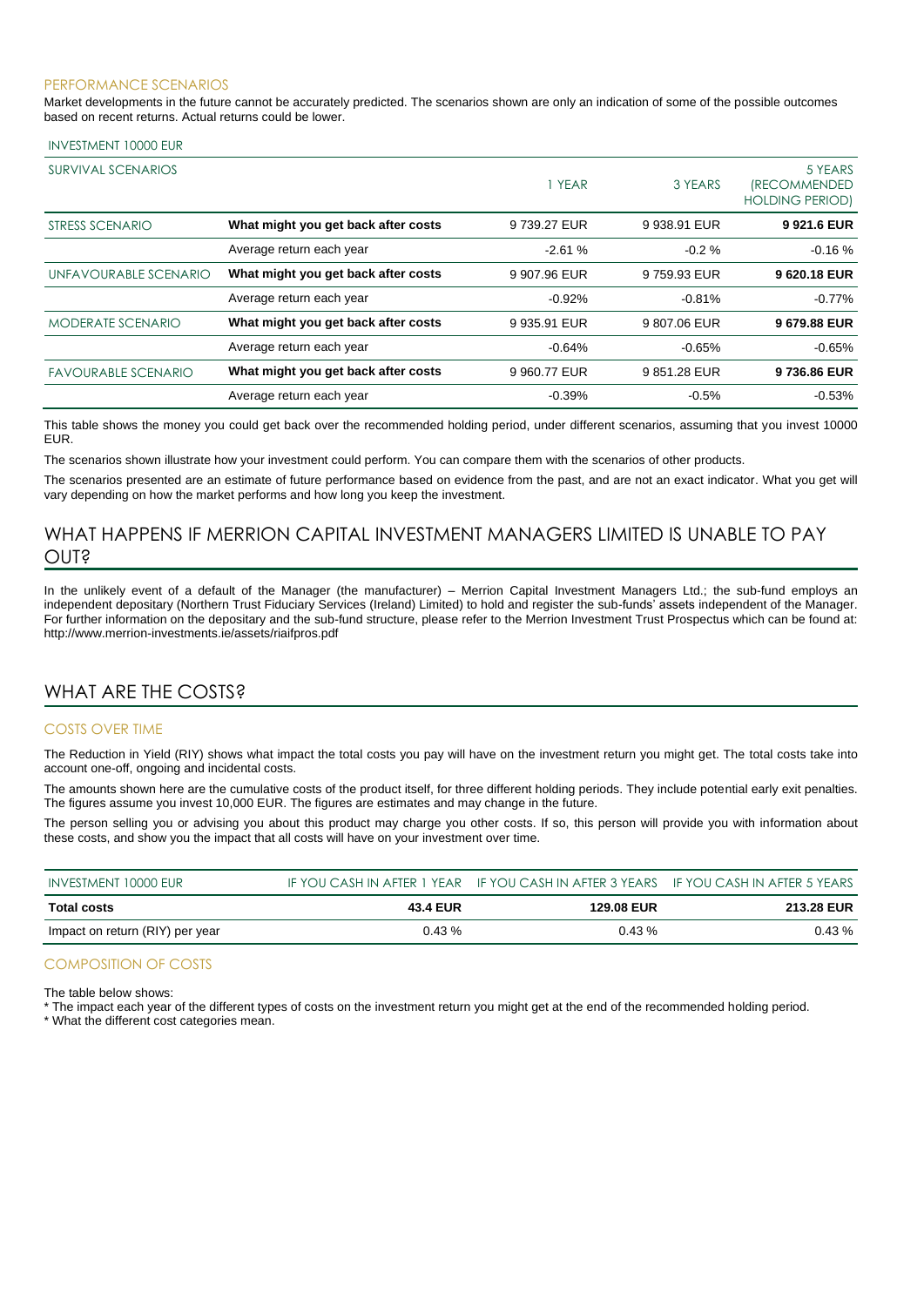### PERFORMANCE SCENARIOS

Market developments in the future cannot be accurately predicted. The scenarios shown are only an indication of some of the possible outcomes based on recent returns. Actual returns could be lower.

| INVESTMENT 10000 EUR | | | | |
|---|---|---|---|---|
| SURVIVAL SCENARIOS | | 1 YEAR | 3 YEARS | 5 YEARS (RECOMMENDED HOLDING PERIOD) |
| STRESS SCENARIO | **What might you get back after costs** | 9 739.27 EUR | 9 938.91 EUR | **9 921.6 EUR** |
| | Average return each year | -2.61 % | -0.2 % | -0.16 % |
| UNFAVOURABLE SCENARIO | **What might you get back after costs** | 9 907.96 EUR | 9 759.93 EUR | **9 620.18 EUR** |
| | Average return each year | -0.92% | -0.81% | -0.77% |
| MODERATE SCENARIO | **What might you get back after costs** | 9 935.91 EUR | 9 807.06 EUR | **9 679.88 EUR** |
| | Average return each year | -0.64% | -0.65% | -0.65% |
| FAVOURABLE SCENARIO | **What might you get back after costs** | 9 960.77 EUR | 9 851.28 EUR | **9 736.86 EUR** |
| | Average return each year | -0.39% | -0.5% | -0.53% |

This table shows the money you could get back over the recommended holding period, under different scenarios, assuming that you invest 10000 EUR.

The scenarios shown illustrate how your investment could perform. You can compare them with the scenarios of other products.

The scenarios presented are an estimate of future performance based on evidence from the past, and are not an exact indicator. What you get will vary depending on how the market performs and how long you keep the investment.

## WHAT HAPPENS IF MERRION CAPITAL INVESTMENT MANAGERS LIMITED IS UNABLE TO PAY OUT?

In the unlikely event of a default of the Manager (the manufacturer) – Merrion Capital Investment Managers Ltd.; the sub-fund employs an independent depositary (Northern Trust Fiduciary Services (Ireland) Limited) to hold and register the sub-funds' assets independent of the Manager. For further information on the depositary and the sub-fund structure, please refer to the Merrion Investment Trust Prospectus which can be found at: http://www.merrion-investments.ie/assets/riaifpros.pdf

## WHAT ARE THE COSTS?

### COSTS OVER TIME

The Reduction in Yield (RIY) shows what impact the total costs you pay will have on the investment return you might get. The total costs take into account one-off, ongoing and incidental costs.

The amounts shown here are the cumulative costs of the product itself, for three different holding periods. They include potential early exit penalties. The figures assume you invest 10,000 EUR. The figures are estimates and may change in the future.

The person selling you or advising you about this product may charge you other costs. If so, this person will provide you with information about these costs, and show you the impact that all costs will have on your investment over time.

| INVESTMENT 10000 EUR | IF YOU CASH IN AFTER 1 YEAR | IF YOU CASH IN AFTER 3 YEARS | IF YOU CASH IN AFTER 5 YEARS |
|---|---|---|---|
| **Total costs** | **43.4 EUR** | **129.08 EUR** | **213.28 EUR** |
| Impact on return (RIY) per year | 0.43 % | 0.43 % | 0.43 % |

### COMPOSITION OF COSTS

The table below shows:

* The impact each year of the different types of costs on the investment return you might get at the end of the recommended holding period.
* What the different cost categories mean.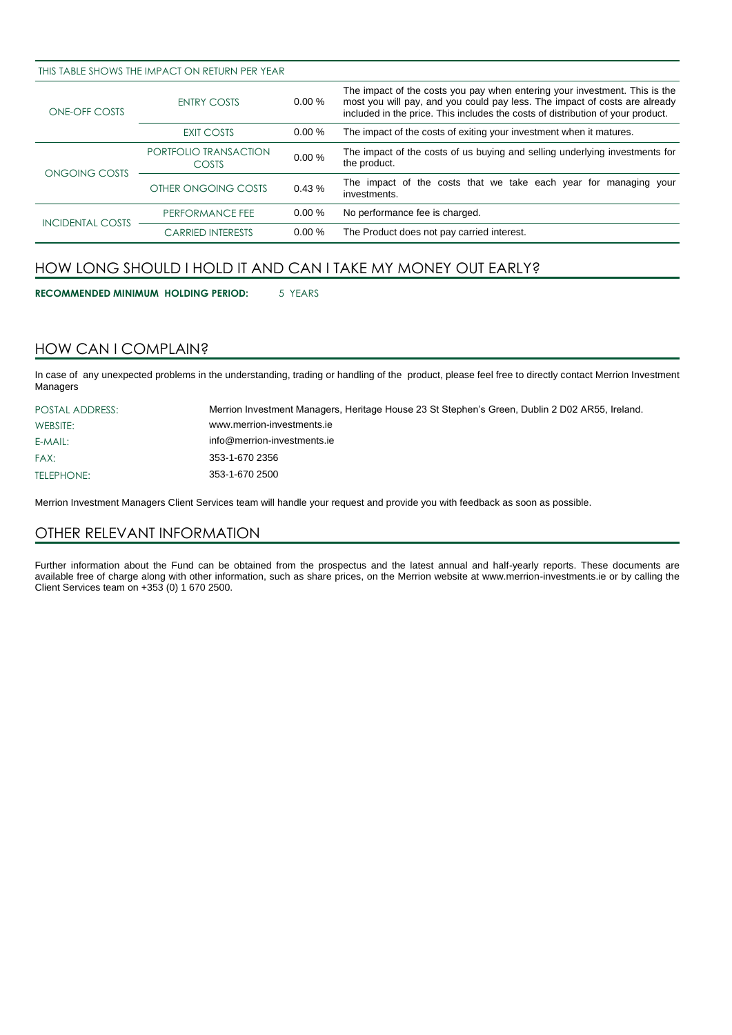| THIS TABLE SHOWS THE IMPACT ON RETURN PER YEAR | | | |
|---|---|---|---|
| ONE-OFF COSTS | ENTRY COSTS | 0.00 % | The impact of the costs you pay when entering your investment. This is the most you will pay, and you could pay less. The impact of costs are already included in the price. This includes the costs of distribution of your product. |
| | EXIT COSTS | 0.00 % | The impact of the costs of exiting your investment when it matures. |
| ONGOING COSTS | PORTFOLIO TRANSACTION COSTS | 0.00 % | The impact of the costs of us buying and selling underlying investments for the product. |
| | OTHER ONGOING COSTS | 0.43 % | The impact of the costs that we take each year for managing your investments. |
| INCIDENTAL COSTS | PERFORMANCE FEE | 0.00 % | No performance fee is charged. |
| | CARRIED INTERESTS | 0.00 % | The Product does not pay carried interest. |

## HOW LONG SHOULD I HOLD IT AND CAN I TAKE MY MONEY OUT EARLY?

**RECOMMENDED MINIMUM HOLDING PERIOD:** 5 YEARS

## HOW CAN I COMPLAIN?

In case of any unexpected problems in the understanding, trading or handling of the product, please feel free to directly contact Merrion Investment Managers

| | |
|---|---|
| POSTAL ADDRESS: | Merrion Investment Managers, Heritage House 23 St Stephen's Green, Dublin 2 D02 AR55, Ireland. |
| WEBSITE: | www.merrion-investments.ie |
| E-MAIL: | info@merrion-investments.ie |
| FAX: | 353-1-670 2356 |
| TELEPHONE: | 353-1-670 2500 |

Merrion Investment Managers Client Services team will handle your request and provide you with feedback as soon as possible.

## OTHER RELEVANT INFORMATION

Further information about the Fund can be obtained from the prospectus and the latest annual and half-yearly reports. These documents are available free of charge along with other information, such as share prices, on the Merrion website at www.merrion-investments.ie or by calling the Client Services team on +353 (0) 1 670 2500.